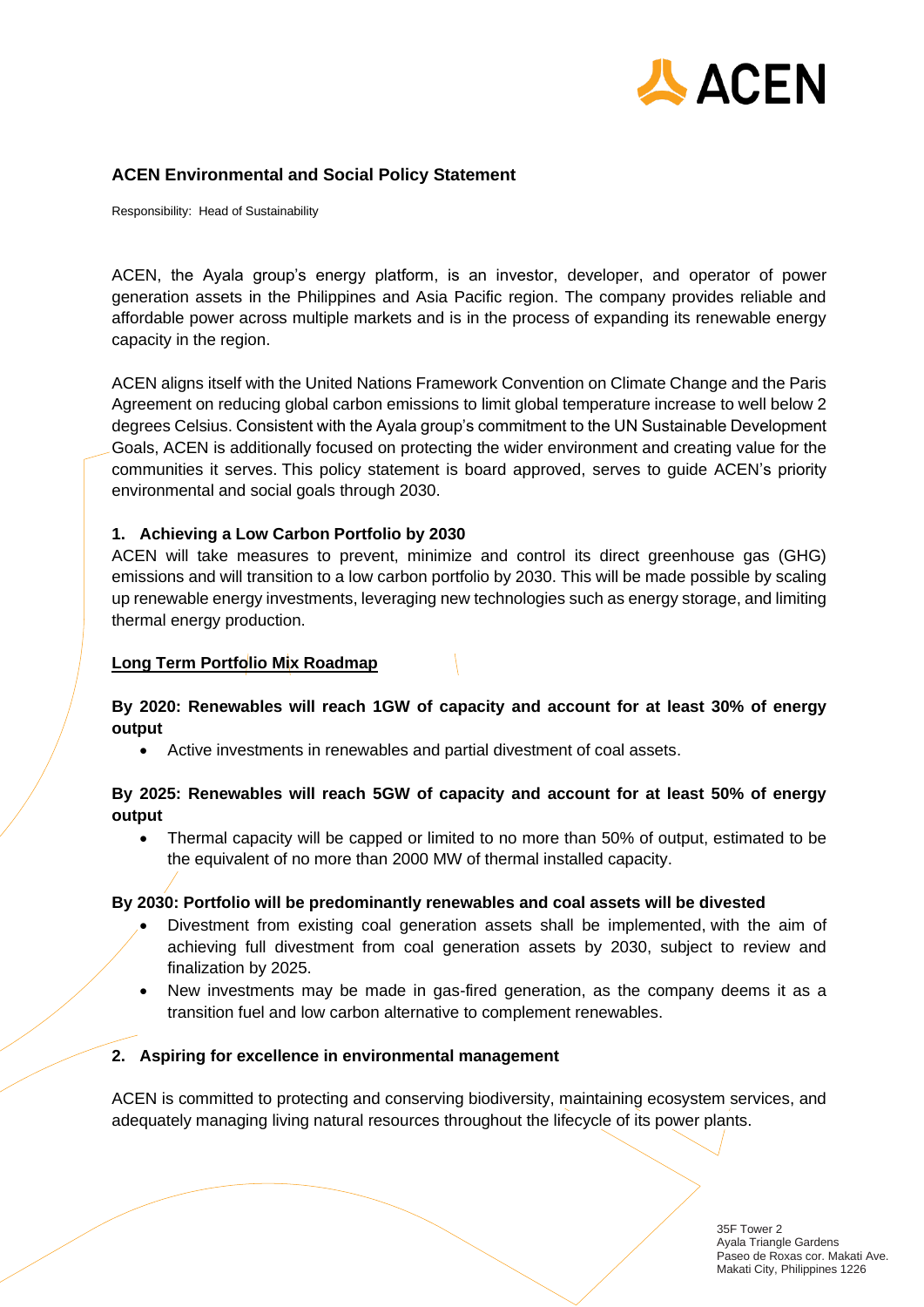# ACEN Environmental and Social Policy Statement

Responsibility: Head of Sustainability

ACEN, the Ayala group's energy platform, is an investor, developer, and operator of power generation assets in the Philippines and Asia Pacific region. The company provides reliable and affordable power across multiple markets and is in the process of expanding its renewable energy capacity in the region.

ACEN aligns itself with the United Nations Framework Convention on Climate Change and the Paris Agreement on reducing global carbon emissions to limit global temperature increase to well below 2 degrees Celsius. Consistent with the Ayala group's commitment to the UN Sustainable Development Goals, ACEN is additionally focused on protecting the wider environment and creating value for the communities it serves. This policy statement is board approved, serves to guide ACEN's priority environmental and social goals through 2030.

## 1. Achieving a Low Carbon Portfolio by 2030

ACEN will take measures to prevent, minimize and control its direct greenhouse gas (GHG) emissions and will transition to a low carbon portfolio by 2030. This will be made possible by scaling up renewable energy investments, leveraging new technologies such as energy storage, and limiting thermal energy production.

**<u>Long Term Portfolio Mix Roadmap</u>**

**By 2020: Renewables will reach 1GW of capacity and account for at least 30% of energy output**

- Active investments in renewables and partial divestment of coal assets.

**By 2025: Renewables will reach 5GW of capacity and account for at least 50% of energy output**

- Thermal capacity will be capped or limited to no more than 50% of output, estimated to be the equivalent of no more than 2000 MW of thermal installed capacity.

**By 2030: Portfolio will be predominantly renewables and coal assets will be divested**

- Divestment from existing coal generation assets shall be implemented, with the aim of achieving full divestment from coal generation assets by 2030, subject to review and finalization by 2025.
- New investments may be made in gas-fired generation, as the company deems it as a transition fuel and low carbon alternative to complement renewables.

## 2. Aspiring for excellence in environmental management

ACEN is committed to protecting and conserving biodiversity, maintaining ecosystem services, and adequately managing living natural resources throughout the lifecycle of its power plants.

35F Tower 2
Ayala Triangle Gardens
Paseo de Roxas cor. Makati Ave.
Makati City, Philippines 1226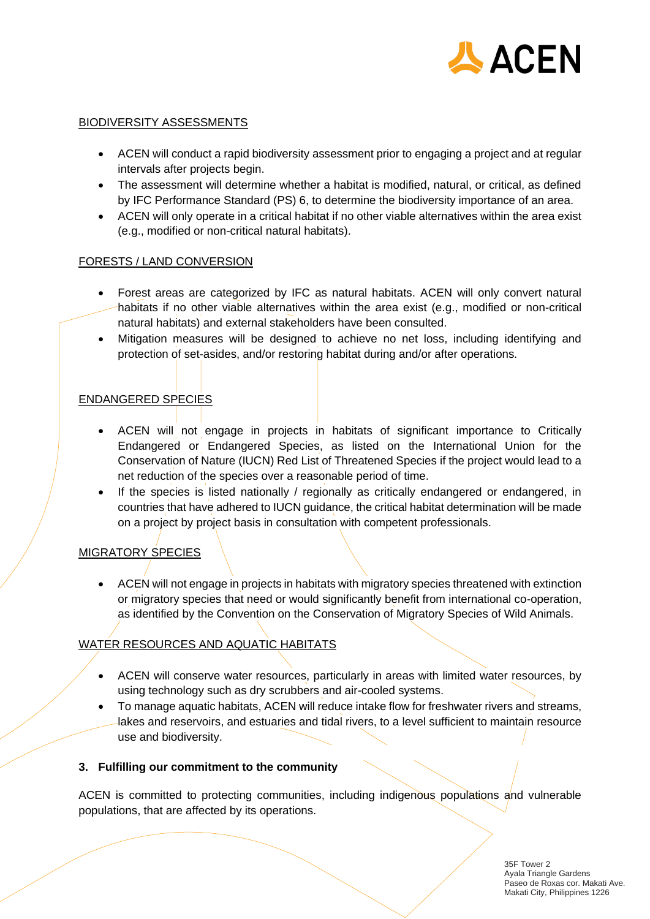BIODIVERSITY ASSESSMENTS

- ACEN will conduct a rapid biodiversity assessment prior to engaging a project and at regular intervals after projects begin.
- The assessment will determine whether a habitat is modified, natural, or critical, as defined by IFC Performance Standard (PS) 6, to determine the biodiversity importance of an area.
- ACEN will only operate in a critical habitat if no other viable alternatives within the area exist (e.g., modified or non-critical natural habitats).

FORESTS / LAND CONVERSION

- Forest areas are categorized by IFC as natural habitats. ACEN will only convert natural habitats if no other viable alternatives within the area exist (e.g., modified or non-critical natural habitats) and external stakeholders have been consulted.
- Mitigation measures will be designed to achieve no net loss, including identifying and protection of set-asides, and/or restoring habitat during and/or after operations.

ENDANGERED SPECIES

- ACEN will not engage in projects in habitats of significant importance to Critically Endangered or Endangered Species, as listed on the International Union for the Conservation of Nature (IUCN) Red List of Threatened Species if the project would lead to a net reduction of the species over a reasonable period of time.
- If the species is listed nationally / regionally as critically endangered or endangered, in countries that have adhered to IUCN guidance, the critical habitat determination will be made on a project by project basis in consultation with competent professionals.

MIGRATORY SPECIES

- ACEN will not engage in projects in habitats with migratory species threatened with extinction or migratory species that need or would significantly benefit from international co-operation, as identified by the Convention on the Conservation of Migratory Species of Wild Animals.

WATER RESOURCES AND AQUATIC HABITATS

- ACEN will conserve water resources, particularly in areas with limited water resources, by using technology such as dry scrubbers and air-cooled systems.
- To manage aquatic habitats, ACEN will reduce intake flow for freshwater rivers and streams, lakes and reservoirs, and estuaries and tidal rivers, to a level sufficient to maintain resource use and biodiversity.

**3. Fulfilling our commitment to the community**

ACEN is committed to protecting communities, including indigenous populations and vulnerable populations, that are affected by its operations.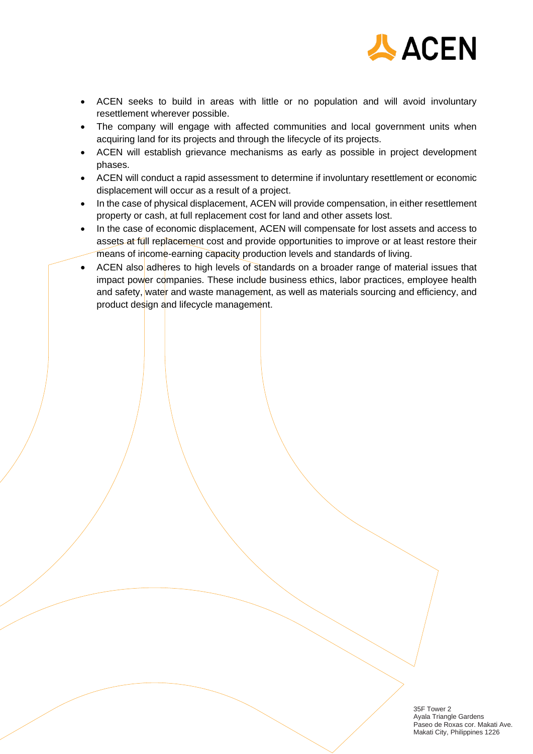- ACEN seeks to build in areas with little or no population and will avoid involuntary resettlement wherever possible.
- The company will engage with affected communities and local government units when acquiring land for its projects and through the lifecycle of its projects.
- ACEN will establish grievance mechanisms as early as possible in project development phases.
- ACEN will conduct a rapid assessment to determine if involuntary resettlement or economic displacement will occur as a result of a project.
- In the case of physical displacement, ACEN will provide compensation, in either resettlement property or cash, at full replacement cost for land and other assets lost.
- In the case of economic displacement, ACEN will compensate for lost assets and access to assets at full replacement cost and provide opportunities to improve or at least restore their means of income-earning capacity production levels and standards of living.
- ACEN also adheres to high levels of standards on a broader range of material issues that impact power companies. These include business ethics, labor practices, employee health and safety, water and waste management, as well as materials sourcing and efficiency, and product design and lifecycle management.